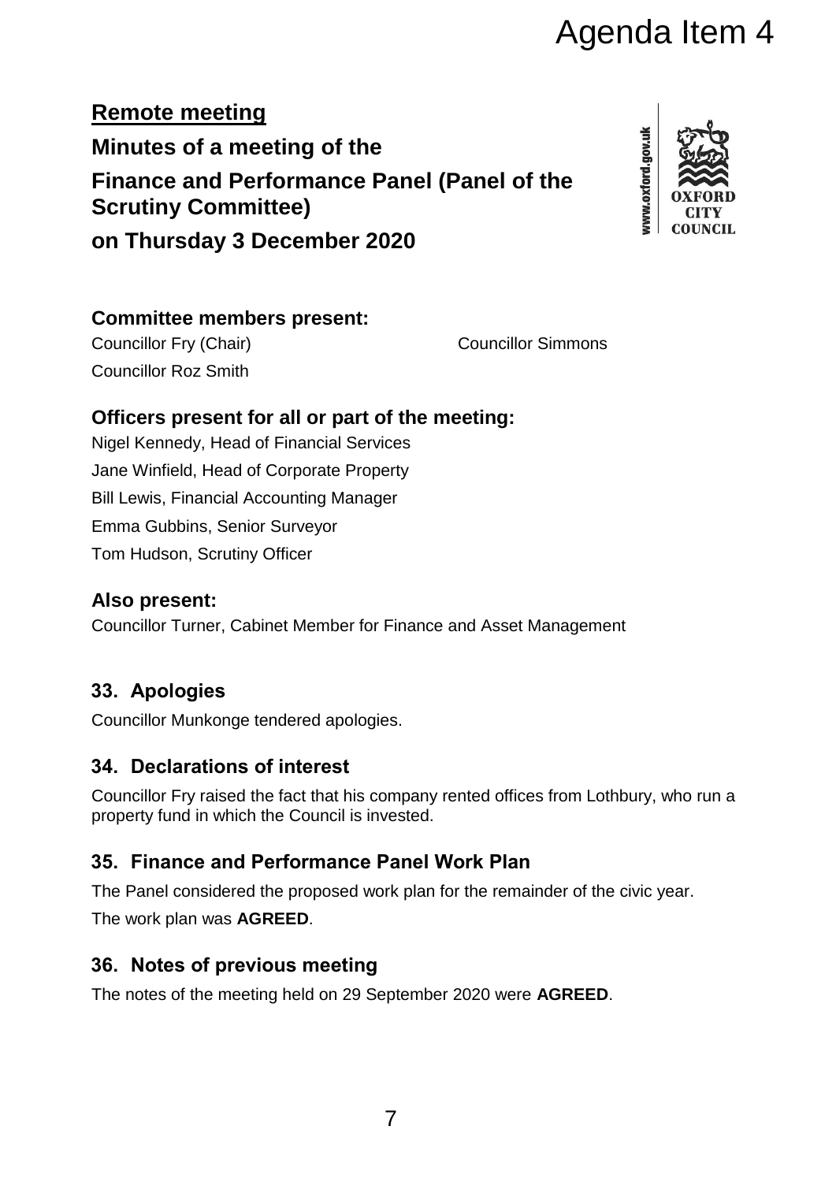# Agenda Item 4

## Remote meeting

# Minutes of a meeting of the Finance and Performance Panel (Panel of the Scrutiny Committee) on Thursday 3 December 2020

### Committee members present:

Councillor Fry (Chair)
Councillor Simmons
Councillor Roz Smith

### Officers present for all or part of the meeting:

Nigel Kennedy, Head of Financial Services
Jane Winfield, Head of Corporate Property
Bill Lewis, Financial Accounting Manager
Emma Gubbins, Senior Surveyor
Tom Hudson, Scrutiny Officer

### Also present:

Councillor Turner, Cabinet Member for Finance and Asset Management

## 33. Apologies

Councillor Munkonge tendered apologies.

## 34. Declarations of interest

Councillor Fry raised the fact that his company rented offices from Lothbury, who run a property fund in which the Council is invested.

## 35. Finance and Performance Panel Work Plan

The Panel considered the proposed work plan for the remainder of the civic year.

The work plan was **AGREED**.

## 36. Notes of previous meeting

The notes of the meeting held on 29 September 2020 were **AGREED**.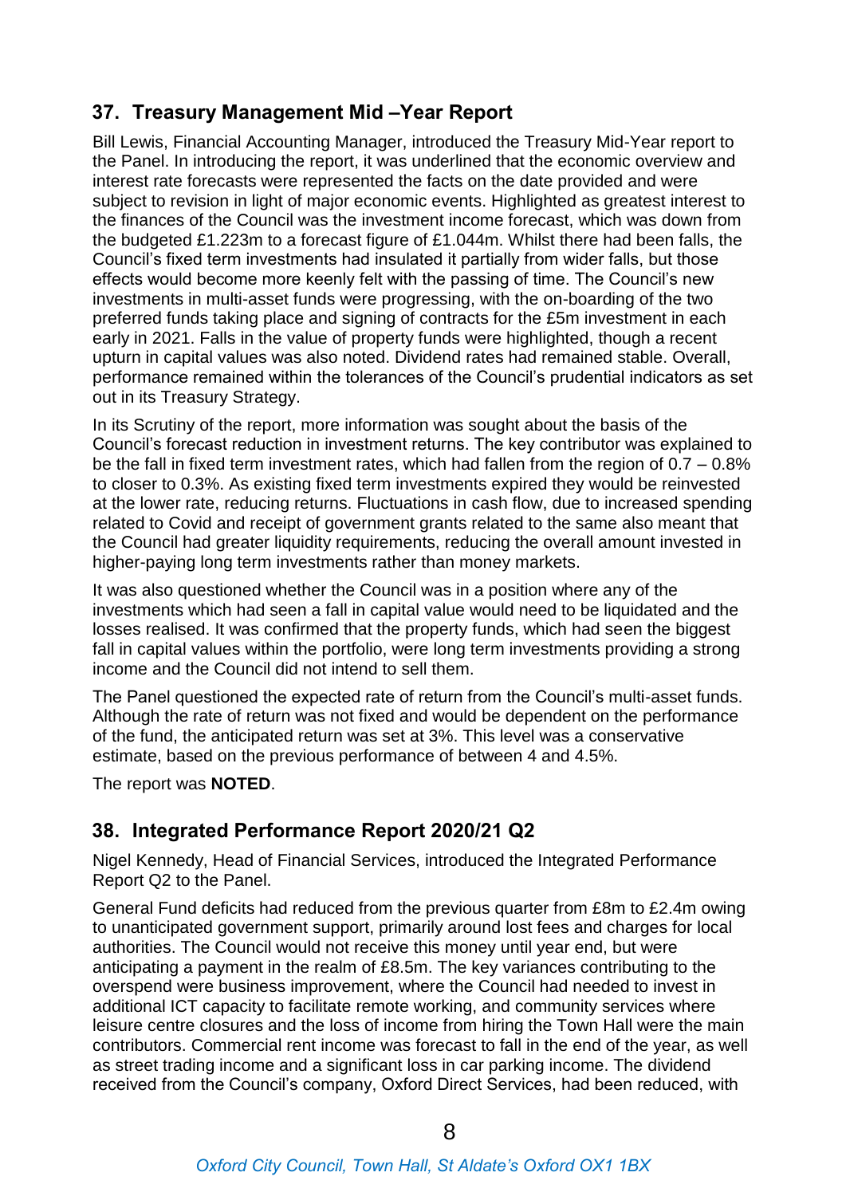## 37. Treasury Management Mid –Year Report

Bill Lewis, Financial Accounting Manager, introduced the Treasury Mid-Year report to the Panel. In introducing the report, it was underlined that the economic overview and interest rate forecasts were represented the facts on the date provided and were subject to revision in light of major economic events. Highlighted as greatest interest to the finances of the Council was the investment income forecast, which was down from the budgeted £1.223m to a forecast figure of £1.044m. Whilst there had been falls, the Council's fixed term investments had insulated it partially from wider falls, but those effects would become more keenly felt with the passing of time. The Council's new investments in multi-asset funds were progressing, with the on-boarding of the two preferred funds taking place and signing of contracts for the £5m investment in each early in 2021. Falls in the value of property funds were highlighted, though a recent upturn in capital values was also noted. Dividend rates had remained stable. Overall, performance remained within the tolerances of the Council's prudential indicators as set out in its Treasury Strategy.

In its Scrutiny of the report, more information was sought about the basis of the Council's forecast reduction in investment returns. The key contributor was explained to be the fall in fixed term investment rates, which had fallen from the region of 0.7 – 0.8% to closer to 0.3%. As existing fixed term investments expired they would be reinvested at the lower rate, reducing returns. Fluctuations in cash flow, due to increased spending related to Covid and receipt of government grants related to the same also meant that the Council had greater liquidity requirements, reducing the overall amount invested in higher-paying long term investments rather than money markets.

It was also questioned whether the Council was in a position where any of the investments which had seen a fall in capital value would need to be liquidated and the losses realised. It was confirmed that the property funds, which had seen the biggest fall in capital values within the portfolio, were long term investments providing a strong income and the Council did not intend to sell them.

The Panel questioned the expected rate of return from the Council's multi-asset funds. Although the rate of return was not fixed and would be dependent on the performance of the fund, the anticipated return was set at 3%. This level was a conservative estimate, based on the previous performance of between 4 and 4.5%.

The report was **NOTED**.

## 38. Integrated Performance Report 2020/21 Q2

Nigel Kennedy, Head of Financial Services, introduced the Integrated Performance Report Q2 to the Panel.

General Fund deficits had reduced from the previous quarter from £8m to £2.4m owing to unanticipated government support, primarily around lost fees and charges for local authorities. The Council would not receive this money until year end, but were anticipating a payment in the realm of £8.5m. The key variances contributing to the overspend were business improvement, where the Council had needed to invest in additional ICT capacity to facilitate remote working, and community services where leisure centre closures and the loss of income from hiring the Town Hall were the main contributors. Commercial rent income was forecast to fall in the end of the year, as well as street trading income and a significant loss in car parking income. The dividend received from the Council's company, Oxford Direct Services, had been reduced, with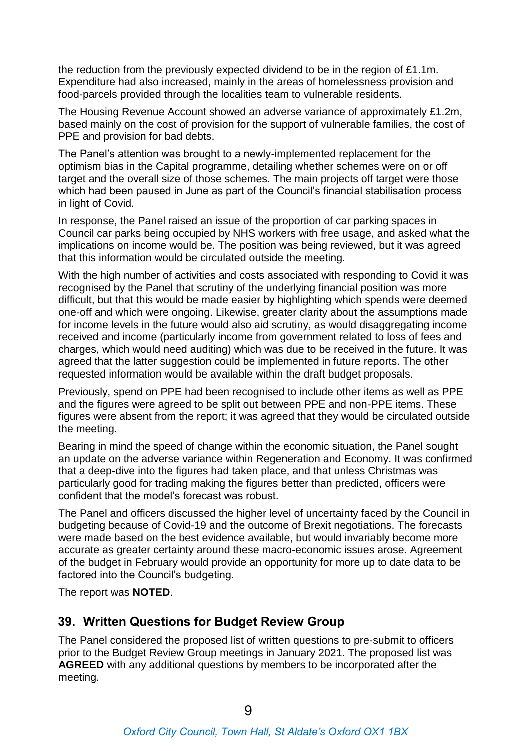the reduction from the previously expected dividend to be in the region of £1.1m. Expenditure had also increased, mainly in the areas of homelessness provision and food-parcels provided through the localities team to vulnerable residents.

The Housing Revenue Account showed an adverse variance of approximately £1.2m, based mainly on the cost of provision for the support of vulnerable families, the cost of PPE and provision for bad debts.

The Panel's attention was brought to a newly-implemented replacement for the optimism bias in the Capital programme, detailing whether schemes were on or off target and the overall size of those schemes. The main projects off target were those which had been paused in June as part of the Council's financial stabilisation process in light of Covid.

In response, the Panel raised an issue of the proportion of car parking spaces in Council car parks being occupied by NHS workers with free usage, and asked what the implications on income would be. The position was being reviewed, but it was agreed that this information would be circulated outside the meeting.

With the high number of activities and costs associated with responding to Covid it was recognised by the Panel that scrutiny of the underlying financial position was more difficult, but that this would be made easier by highlighting which spends were deemed one-off and which were ongoing. Likewise, greater clarity about the assumptions made for income levels in the future would also aid scrutiny, as would disaggregating income received and income (particularly income from government related to loss of fees and charges, which would need auditing) which was due to be received in the future. It was agreed that the latter suggestion could be implemented in future reports. The other requested information would be available within the draft budget proposals.

Previously, spend on PPE had been recognised to include other items as well as PPE and the figures were agreed to be split out between PPE and non-PPE items. These figures were absent from the report; it was agreed that they would be circulated outside the meeting.

Bearing in mind the speed of change within the economic situation, the Panel sought an update on the adverse variance within Regeneration and Economy. It was confirmed that a deep-dive into the figures had taken place, and that unless Christmas was particularly good for trading making the figures better than predicted, officers were confident that the model's forecast was robust.

The Panel and officers discussed the higher level of uncertainty faced by the Council in budgeting because of Covid-19 and the outcome of Brexit negotiations. The forecasts were made based on the best evidence available, but would invariably become more accurate as greater certainty around these macro-economic issues arose. Agreement of the budget in February would provide an opportunity for more up to date data to be factored into the Council's budgeting.

The report was **NOTED**.

## 39. Written Questions for Budget Review Group

The Panel considered the proposed list of written questions to pre-submit to officers prior to the Budget Review Group meetings in January 2021. The proposed list was **AGREED** with any additional questions by members to be incorporated after the meeting.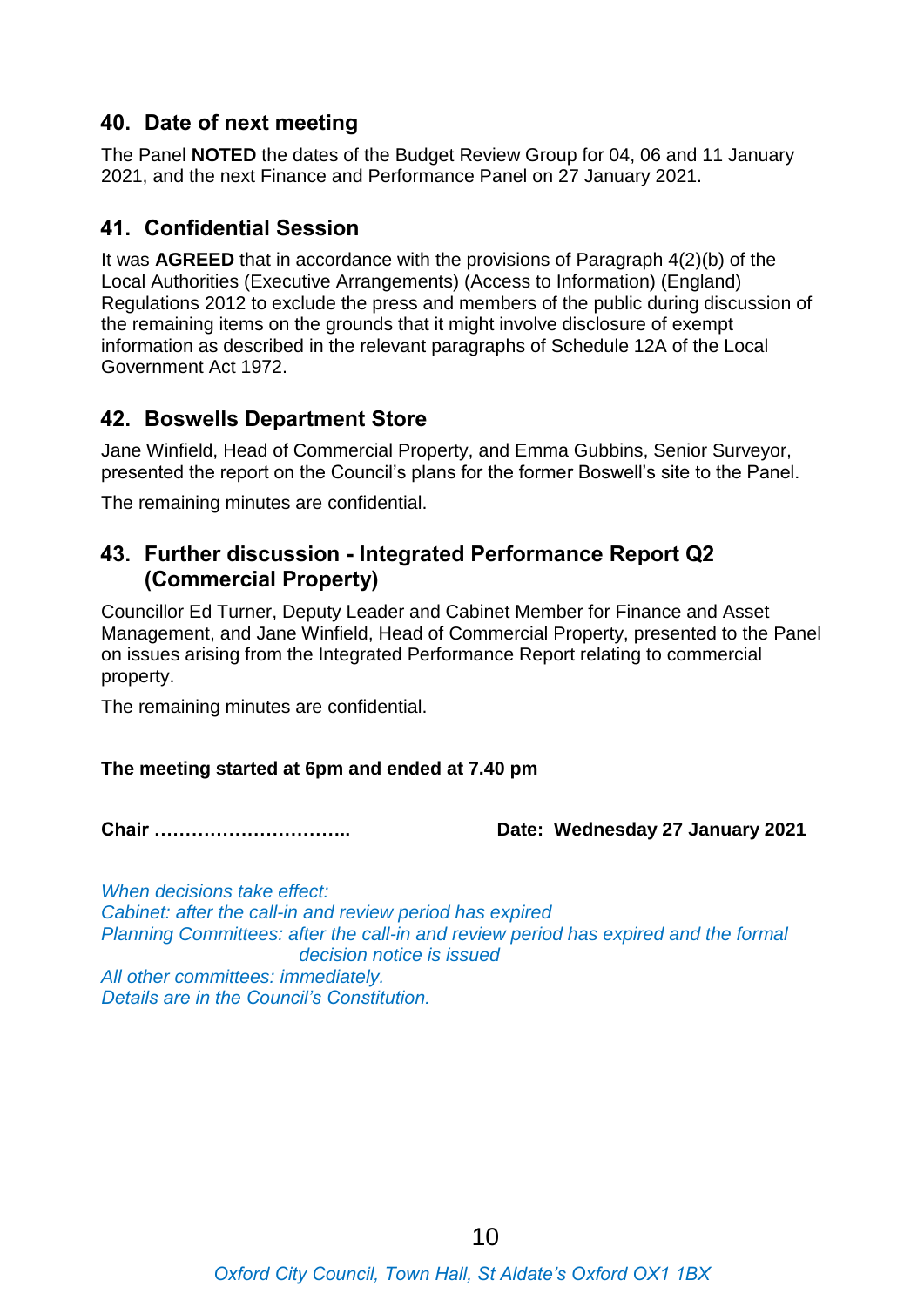## 40. Date of next meeting

The Panel **NOTED** the dates of the Budget Review Group for 04, 06 and 11 January 2021, and the next Finance and Performance Panel on 27 January 2021.

## 41. Confidential Session

It was **AGREED** that in accordance with the provisions of Paragraph 4(2)(b) of the Local Authorities (Executive Arrangements) (Access to Information) (England) Regulations 2012 to exclude the press and members of the public during discussion of the remaining items on the grounds that it might involve disclosure of exempt information as described in the relevant paragraphs of Schedule 12A of the Local Government Act 1972.

## 42. Boswells Department Store

Jane Winfield, Head of Commercial Property, and Emma Gubbins, Senior Surveyor, presented the report on the Council's plans for the former Boswell's site to the Panel.

The remaining minutes are confidential.

## 43. Further discussion - Integrated Performance Report Q2 (Commercial Property)

Councillor Ed Turner, Deputy Leader and Cabinet Member for Finance and Asset Management, and Jane Winfield, Head of Commercial Property, presented to the Panel on issues arising from the Integrated Performance Report relating to commercial property.

The remaining minutes are confidential.

**The meeting started at 6pm and ended at 7.40 pm**

**Chair …………………………..** **Date: Wednesday 27 January 2021**

*When decisions take effect:*
*Cabinet: after the call-in and review period has expired*
*Planning Committees: after the call-in and review period has expired and the formal decision notice is issued*
*All other committees: immediately.*
*Details are in the Council's Constitution.*